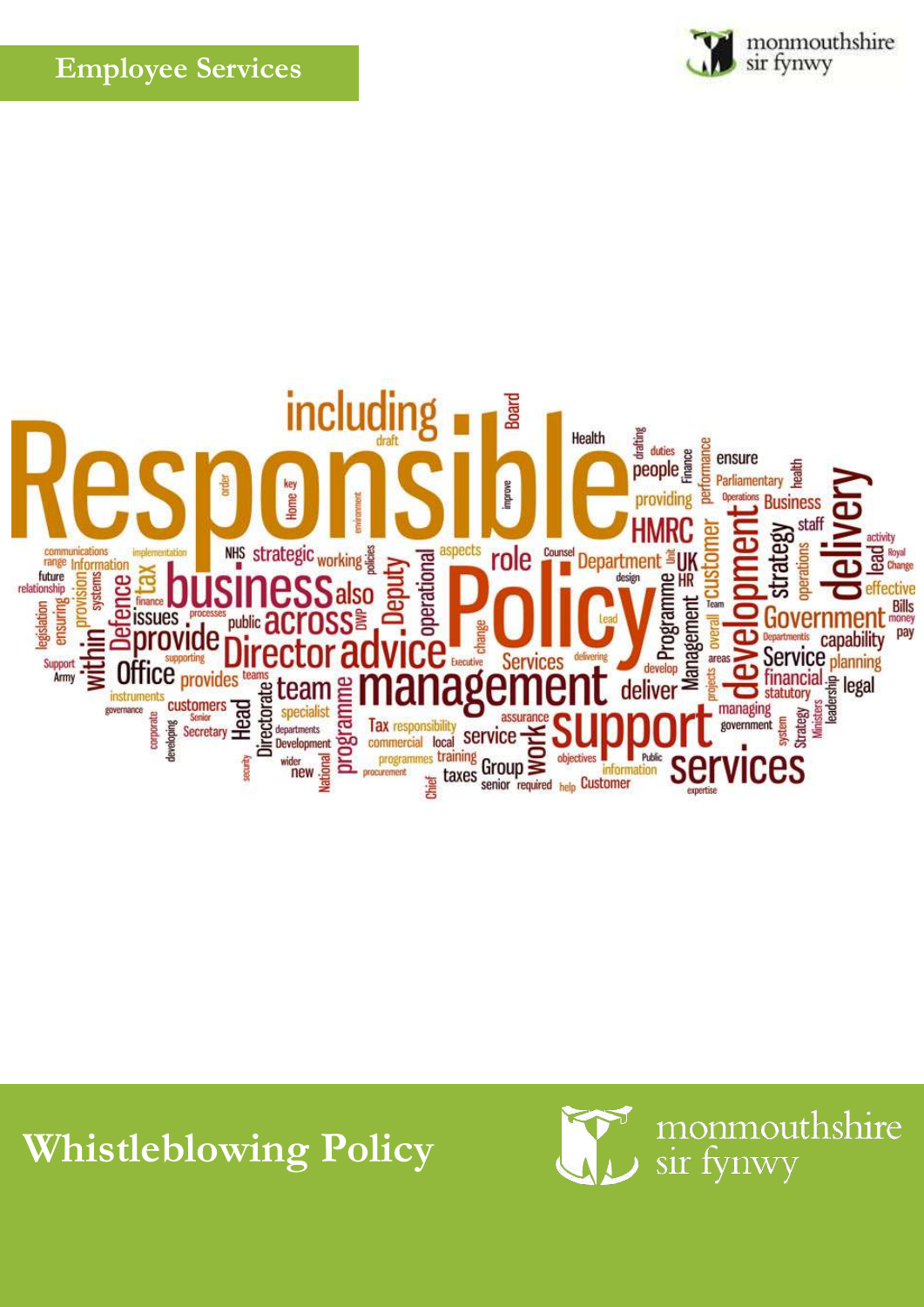Employee Services

monmouthshire
sir fynwy

# Whistleblowing Policy

monmouthshire
sir fynwy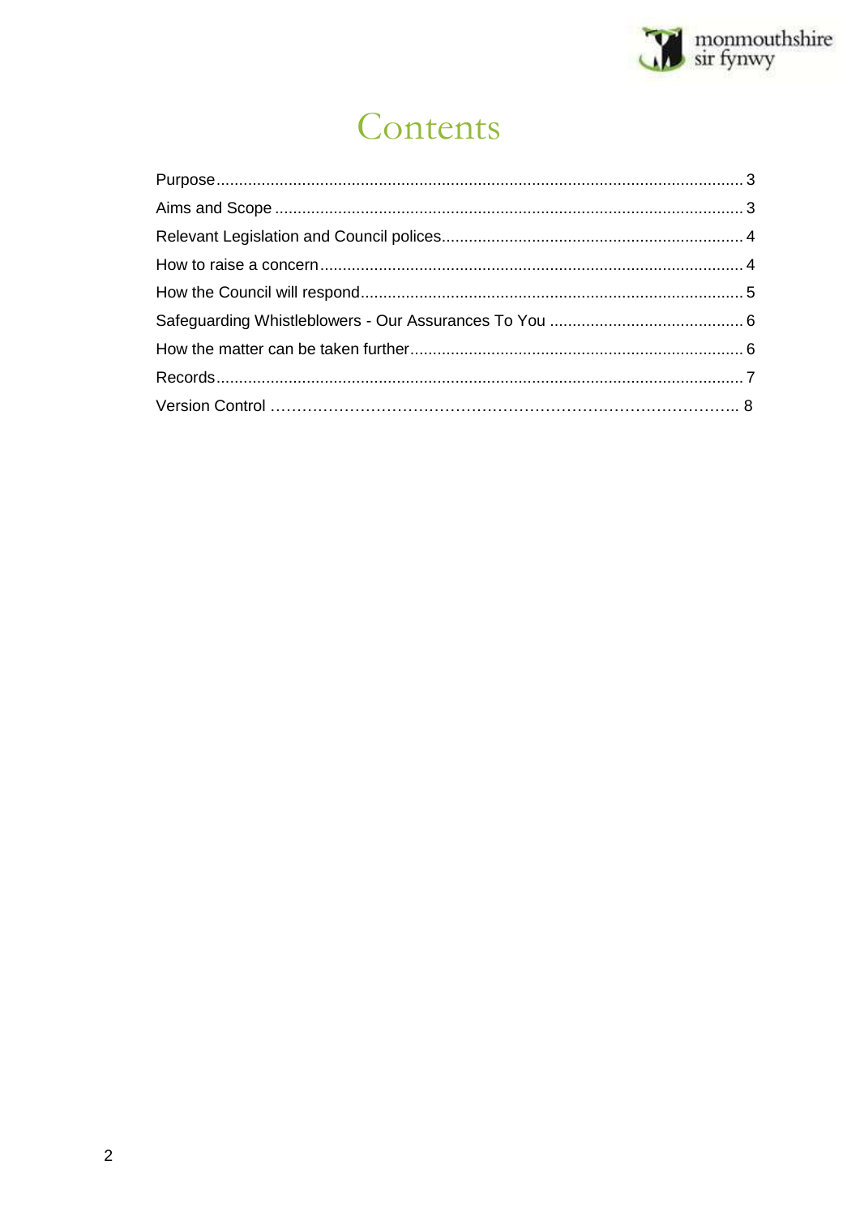# Contents

| | |
|---|---|
| Purpose | 3 |
| Aims and Scope | 3 |
| Relevant Legislation and Council polices | 4 |
| How to raise a concern | 4 |
| How the Council will respond | 5 |
| Safeguarding Whistleblowers - Our Assurances To You | 6 |
| How the matter can be taken further | 6 |
| Records | 7 |
| Version Control | 8 |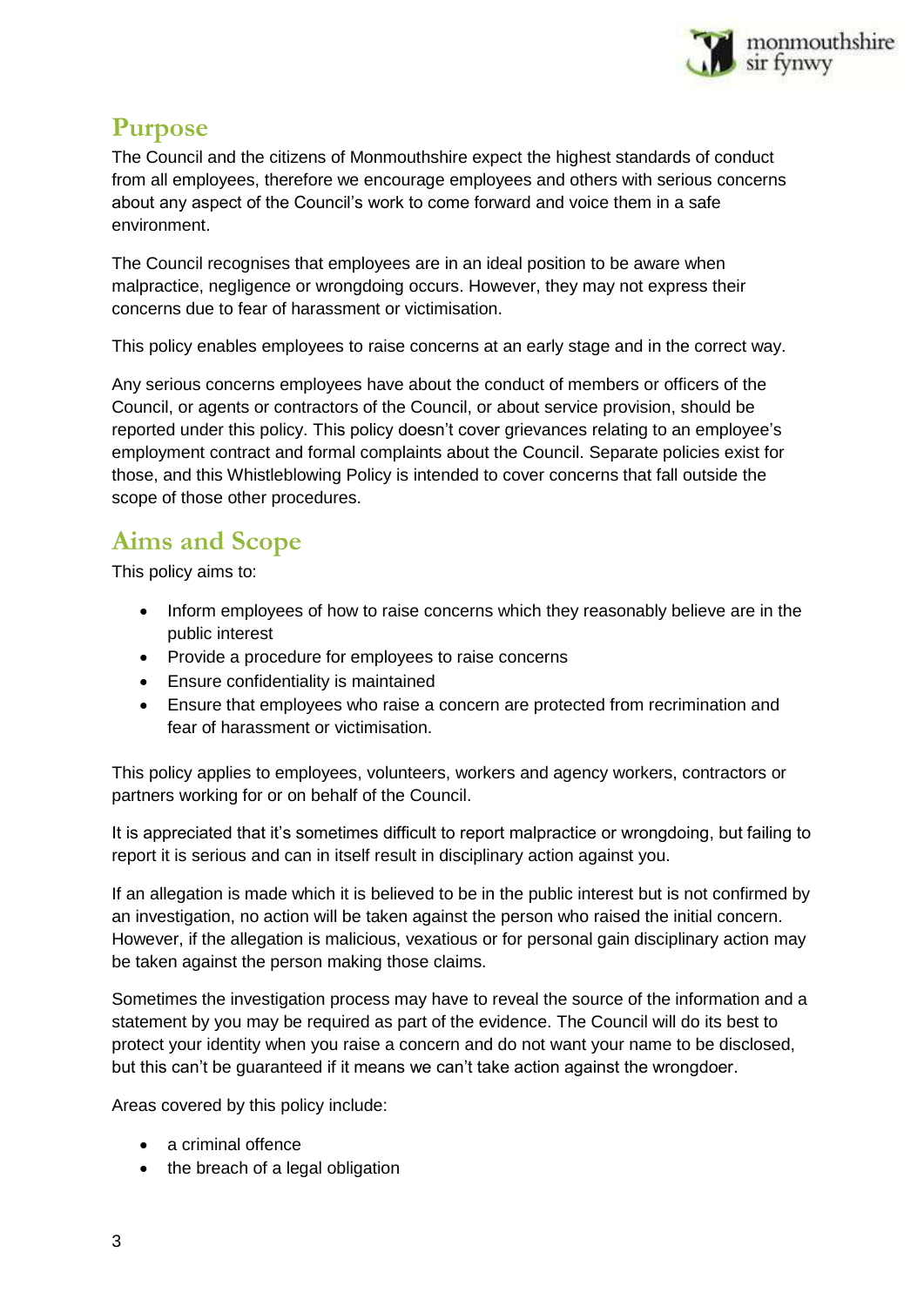## Purpose

The Council and the citizens of Monmouthshire expect the highest standards of conduct from all employees, therefore we encourage employees and others with serious concerns about any aspect of the Council's work to come forward and voice them in a safe environment.

The Council recognises that employees are in an ideal position to be aware when malpractice, negligence or wrongdoing occurs. However, they may not express their concerns due to fear of harassment or victimisation.

This policy enables employees to raise concerns at an early stage and in the correct way.

Any serious concerns employees have about the conduct of members or officers of the Council, or agents or contractors of the Council, or about service provision, should be reported under this policy. This policy doesn't cover grievances relating to an employee's employment contract and formal complaints about the Council. Separate policies exist for those, and this Whistleblowing Policy is intended to cover concerns that fall outside the scope of those other procedures.

## Aims and Scope

This policy aims to:

- Inform employees of how to raise concerns which they reasonably believe are in the public interest
- Provide a procedure for employees to raise concerns
- Ensure confidentiality is maintained
- Ensure that employees who raise a concern are protected from recrimination and fear of harassment or victimisation.

This policy applies to employees, volunteers, workers and agency workers, contractors or partners working for or on behalf of the Council.

It is appreciated that it's sometimes difficult to report malpractice or wrongdoing, but failing to report it is serious and can in itself result in disciplinary action against you.

If an allegation is made which it is believed to be in the public interest but is not confirmed by an investigation, no action will be taken against the person who raised the initial concern. However, if the allegation is malicious, vexatious or for personal gain disciplinary action may be taken against the person making those claims.

Sometimes the investigation process may have to reveal the source of the information and a statement by you may be required as part of the evidence. The Council will do its best to protect your identity when you raise a concern and do not want your name to be disclosed, but this can't be guaranteed if it means we can't take action against the wrongdoer.

Areas covered by this policy include:

- a criminal offence
- the breach of a legal obligation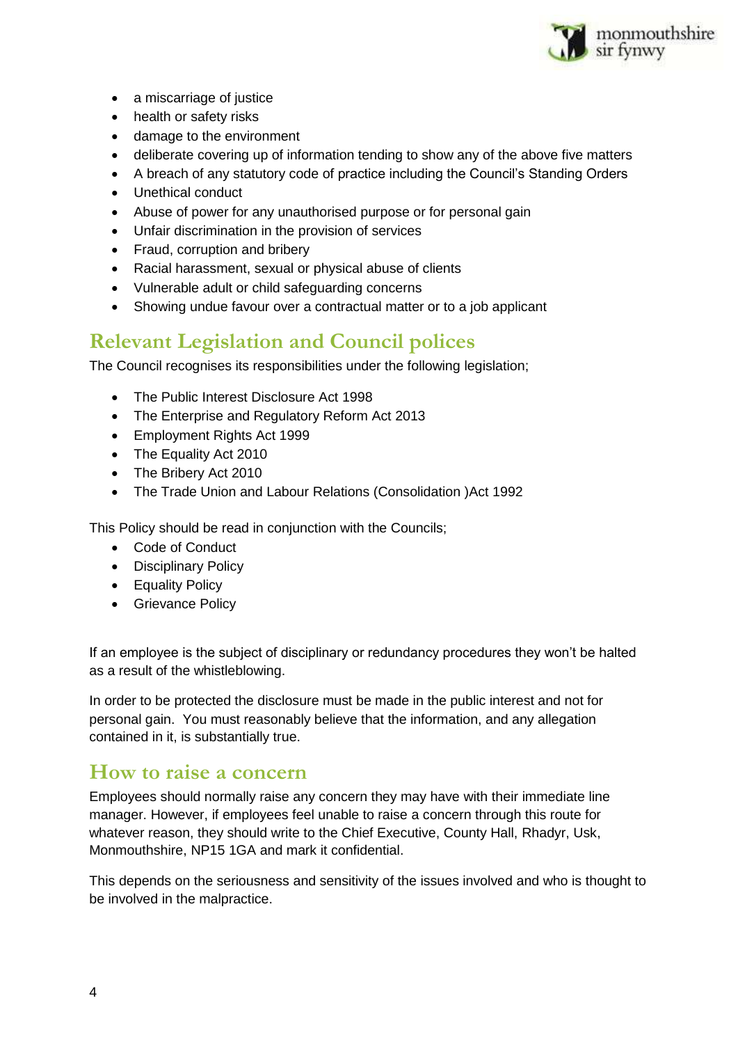- a miscarriage of justice
- health or safety risks
- damage to the environment
- deliberate covering up of information tending to show any of the above five matters
- A breach of any statutory code of practice including the Council's Standing Orders
- Unethical conduct
- Abuse of power for any unauthorised purpose or for personal gain
- Unfair discrimination in the provision of services
- Fraud, corruption and bribery
- Racial harassment, sexual or physical abuse of clients
- Vulnerable adult or child safeguarding concerns
- Showing undue favour over a contractual matter or to a job applicant

## Relevant Legislation and Council polices

The Council recognises its responsibilities under the following legislation;

- The Public Interest Disclosure Act 1998
- The Enterprise and Regulatory Reform Act 2013
- Employment Rights Act 1999
- The Equality Act 2010
- The Bribery Act 2010
- The Trade Union and Labour Relations (Consolidation )Act 1992

This Policy should be read in conjunction with the Councils;

- Code of Conduct
- Disciplinary Policy
- Equality Policy
- Grievance Policy

If an employee is the subject of disciplinary or redundancy procedures they won't be halted as a result of the whistleblowing.

In order to be protected the disclosure must be made in the public interest and not for personal gain. You must reasonably believe that the information, and any allegation contained in it, is substantially true.

## How to raise a concern

Employees should normally raise any concern they may have with their immediate line manager. However, if employees feel unable to raise a concern through this route for whatever reason, they should write to the Chief Executive, County Hall, Rhadyr, Usk, Monmouthshire, NP15 1GA and mark it confidential.

This depends on the seriousness and sensitivity of the issues involved and who is thought to be involved in the malpractice.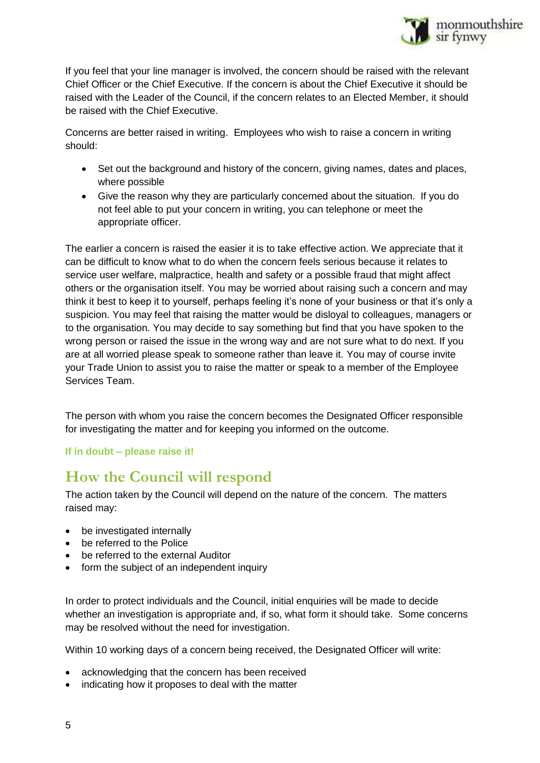If you feel that your line manager is involved, the concern should be raised with the relevant Chief Officer or the Chief Executive. If the concern is about the Chief Executive it should be raised with the Leader of the Council, if the concern relates to an Elected Member, it should be raised with the Chief Executive.

Concerns are better raised in writing. Employees who wish to raise a concern in writing should:

- Set out the background and history of the concern, giving names, dates and places, where possible
- Give the reason why they are particularly concerned about the situation. If you do not feel able to put your concern in writing, you can telephone or meet the appropriate officer.

The earlier a concern is raised the easier it is to take effective action. We appreciate that it can be difficult to know what to do when the concern feels serious because it relates to service user welfare, malpractice, health and safety or a possible fraud that might affect others or the organisation itself. You may be worried about raising such a concern and may think it best to keep it to yourself, perhaps feeling it's none of your business or that it's only a suspicion. You may feel that raising the matter would be disloyal to colleagues, managers or to the organisation. You may decide to say something but find that you have spoken to the wrong person or raised the issue in the wrong way and are not sure what to do next. If you are at all worried please speak to someone rather than leave it. You may of course invite your Trade Union to assist you to raise the matter or speak to a member of the Employee Services Team.

The person with whom you raise the concern becomes the Designated Officer responsible for investigating the matter and for keeping you informed on the outcome.

**If in doubt – please raise it!**

## How the Council will respond

The action taken by the Council will depend on the nature of the concern. The matters raised may:

- be investigated internally
- be referred to the Police
- be referred to the external Auditor
- form the subject of an independent inquiry

In order to protect individuals and the Council, initial enquiries will be made to decide whether an investigation is appropriate and, if so, what form it should take. Some concerns may be resolved without the need for investigation.

Within 10 working days of a concern being received, the Designated Officer will write:

- acknowledging that the concern has been received
- indicating how it proposes to deal with the matter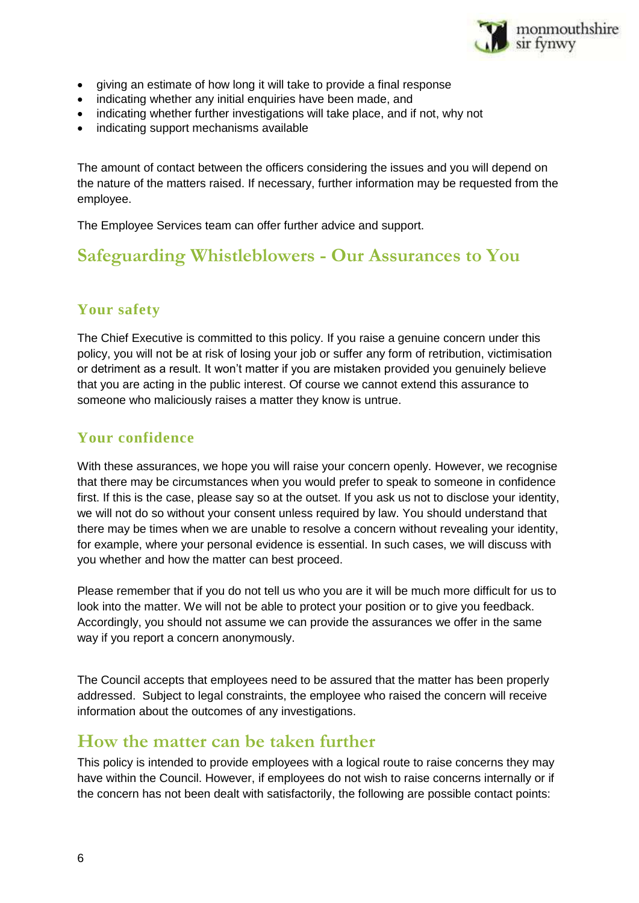- giving an estimate of how long it will take to provide a final response
- indicating whether any initial enquiries have been made, and
- indicating whether further investigations will take place, and if not, why not
- indicating support mechanisms available

The amount of contact between the officers considering the issues and you will depend on the nature of the matters raised. If necessary, further information may be requested from the employee.

The Employee Services team can offer further advice and support.

## Safeguarding Whistleblowers - Our Assurances to You

### Your safety

The Chief Executive is committed to this policy. If you raise a genuine concern under this policy, you will not be at risk of losing your job or suffer any form of retribution, victimisation or detriment as a result. It won't matter if you are mistaken provided you genuinely believe that you are acting in the public interest. Of course we cannot extend this assurance to someone who maliciously raises a matter they know is untrue.

### Your confidence

With these assurances, we hope you will raise your concern openly. However, we recognise that there may be circumstances when you would prefer to speak to someone in confidence first. If this is the case, please say so at the outset. If you ask us not to disclose your identity, we will not do so without your consent unless required by law. You should understand that there may be times when we are unable to resolve a concern without revealing your identity, for example, where your personal evidence is essential. In such cases, we will discuss with you whether and how the matter can best proceed.

Please remember that if you do not tell us who you are it will be much more difficult for us to look into the matter. We will not be able to protect your position or to give you feedback. Accordingly, you should not assume we can provide the assurances we offer in the same way if you report a concern anonymously.

The Council accepts that employees need to be assured that the matter has been properly addressed. Subject to legal constraints, the employee who raised the concern will receive information about the outcomes of any investigations.

## How the matter can be taken further

This policy is intended to provide employees with a logical route to raise concerns they may have within the Council. However, if employees do not wish to raise concerns internally or if the concern has not been dealt with satisfactorily, the following are possible contact points: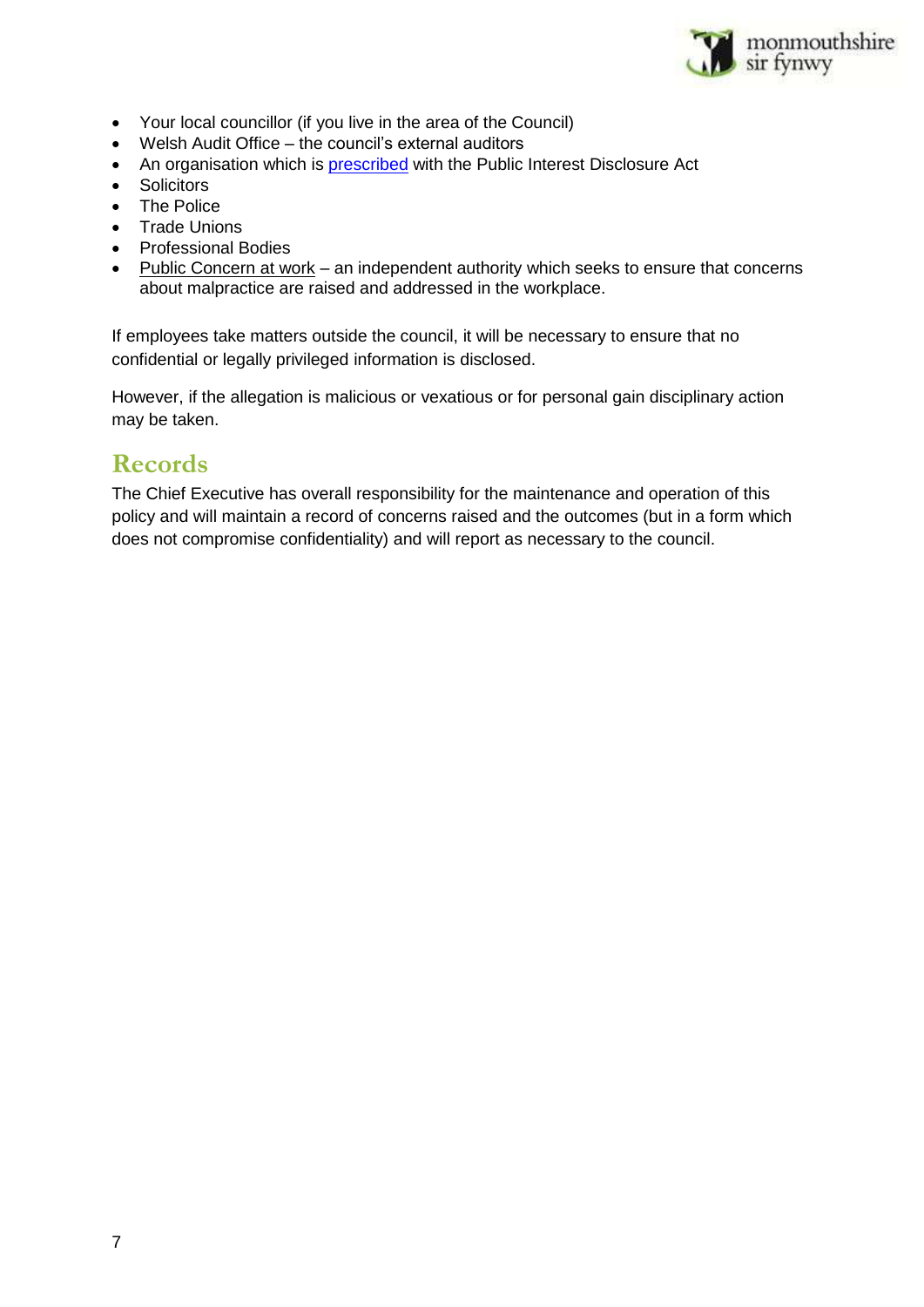- Your local councillor (if you live in the area of the Council)
- Welsh Audit Office – the council's external auditors
- An organisation which is prescribed with the Public Interest Disclosure Act
- Solicitors
- The Police
- Trade Unions
- Professional Bodies
- Public Concern at work – an independent authority which seeks to ensure that concerns about malpractice are raised and addressed in the workplace.

If employees take matters outside the council, it will be necessary to ensure that no confidential or legally privileged information is disclosed.

However, if the allegation is malicious or vexatious or for personal gain disciplinary action may be taken.

## Records

The Chief Executive has overall responsibility for the maintenance and operation of this policy and will maintain a record of concerns raised and the outcomes (but in a form which does not compromise confidentiality) and will report as necessary to the council.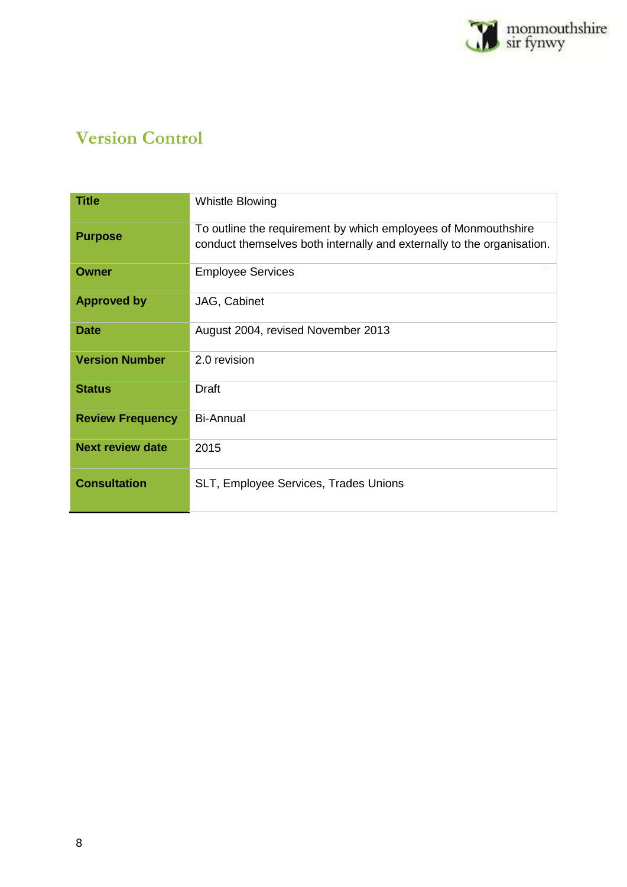## Version Control

| | |
|---|---|
| **Title** | Whistle Blowing |
| **Purpose** | To outline the requirement by which employees of Monmouthshire conduct themselves both internally and externally to the organisation. |
| **Owner** | Employee Services |
| **Approved by** | JAG, Cabinet |
| **Date** | August 2004, revised November 2013 |
| **Version Number** | 2.0 revision |
| **Status** | Draft |
| **Review Frequency** | Bi-Annual |
| **Next review date** | 2015 |
| **Consultation** | SLT, Employee Services, Trades Unions |